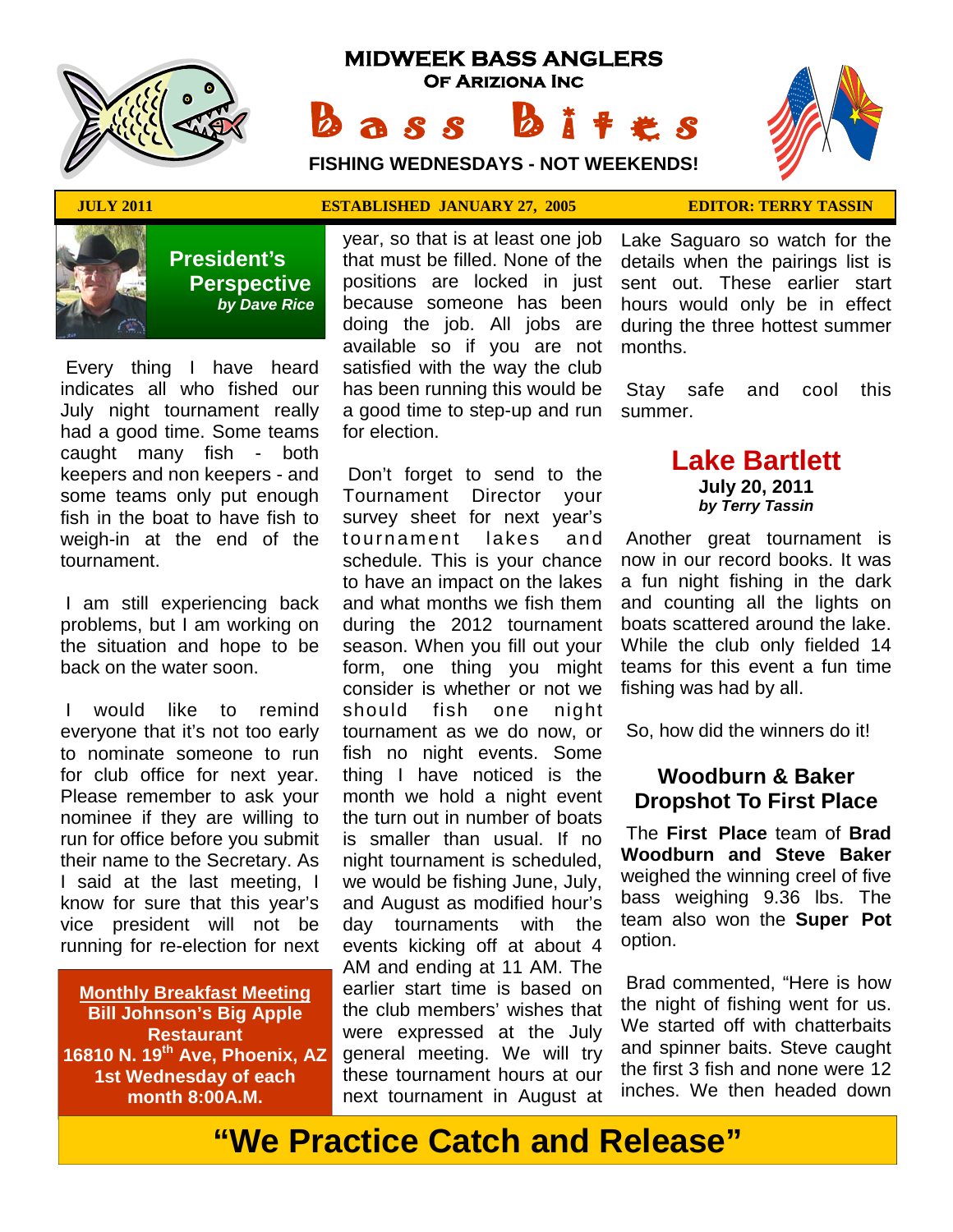# MIDWEEK BASS ANGLERS

### Of Arizona Inc

# Bass Bites

**FISHING WEDNESDAYS - NOT WEEKENDS!**

**JULY 2011** **ESTABLISHED JANUARY 27, 2005** **EDITOR: TERRY TASSIN**

## President's Perspective

*by Dave Rice*

Every thing I have heard indicates all who fished our July night tournament really had a good time. Some teams caught many fish - both keepers and non keepers - and some teams only put enough fish in the boat to have fish to weigh-in at the end of the tournament.

I am still experiencing back problems, but I am working on the situation and hope to be back on the water soon.

I would like to remind everyone that it's not too early to nominate someone to run for club office for next year. Please remember to ask your nominee if they are willing to run for office before you submit their name to the Secretary. As I said at the last meeting, I know for sure that this year's vice president will not be running for re-election for next year, so that is at least one job that must be filled. None of the positions are locked in just because someone has been doing the job. All jobs are available so if you are not satisfied with the way the club has been running this would be a good time to step-up and run for election.

Don't forget to send to the Tournament Director your survey sheet for next year's tournament lakes and schedule. This is your chance to have an impact on the lakes and what months we fish them during the 2012 tournament season. When you fill out your form, one thing you might consider is whether or not we should fish one night tournament as we do now, or fish no night events. Some thing I have noticed is the month we hold a night event the turn out in number of boats is smaller than usual. If no night tournament is scheduled, we would be fishing June, July, and August as modified hour's day tournaments with the events kicking off at about 4 AM and ending at 11 AM. The earlier start time is based on the club members' wishes that were expressed at the July general meeting. We will try these tournament hours at our next tournament in August at Lake Saguaro so watch for the details when the pairings list is sent out. These earlier start hours would only be in effect during the three hottest summer months.

Stay safe and cool this summer.

**Monthly Breakfast Meeting**
**Bill Johnson's Big Apple Restaurant**
**16810 N. 19th Ave, Phoenix, AZ**
**1st Wednesday of each month 8:00A.M.**

## Lake Bartlett

**July 20, 2011**
*by Terry Tassin*

Another great tournament is now in our record books. It was a fun night fishing in the dark and counting all the lights on boats scattered around the lake. While the club only fielded 14 teams for this event a fun time fishing was had by all.

So, how did the winners do it!

### Woodburn & Baker Dropshot To First Place

The **First Place** team of **Brad Woodburn and Steve Baker** weighed the winning creel of five bass weighing 9.36 lbs. The team also won the **Super Pot** option.

Brad commented, "Here is how the night of fishing went for us. We started off with chatterbaits and spinner baits. Steve caught the first 3 fish and none were 12 inches. We then headed down

**"We Practice Catch and Release"**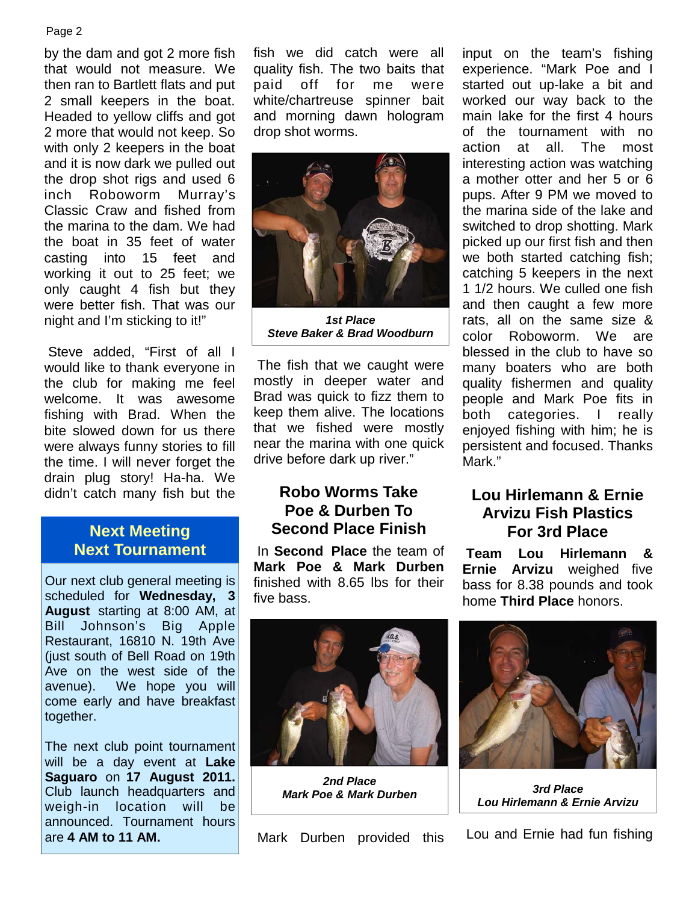by the dam and got 2 more fish that would not measure. We then ran to Bartlett flats and put 2 small keepers in the boat. Headed to yellow cliffs and got 2 more that would not keep. So with only 2 keepers in the boat and it is now dark we pulled out the drop shot rigs and used 6 inch Roboworm Murray's Classic Craw and fished from the marina to the dam. We had the boat in 35 feet of water casting into 15 feet and working it out to 25 feet; we only caught 4 fish but they were better fish. That was our night and I'm sticking to it!"

Steve added, "First of all I would like to thank everyone in the club for making me feel welcome. It was awesome fishing with Brad. When the bite slowed down for us there were always funny stories to fill the time. I will never forget the drain plug story! Ha-ha. We didn't catch many fish but the fish we did catch were all quality fish. The two baits that paid off for me were white/chartreuse spinner bait and morning dawn hologram drop shot worms.

***1st Place***
***Steve Baker & Brad Woodburn***

The fish that we caught were mostly in deeper water and Brad was quick to fizz them to keep them alive. The locations that we fished were mostly near the marina with one quick drive before dark up river."

## Next Meeting Next Tournament

Our next club general meeting is scheduled for **Wednesday, 3 August** starting at 8:00 AM, at Bill Johnson's Big Apple Restaurant, 16810 N. 19th Ave (just south of Bell Road on 19th Ave on the west side of the avenue). We hope you will come early and have breakfast together.

The next club point tournament will be a day event at **Lake Saguaro** on **17 August 2011.** Club launch headquarters and weigh-in location will be announced. Tournament hours are **4 AM to 11 AM.**

## Robo Worms Take Poe & Durben To Second Place Finish

In **Second Place** the team of **Mark Poe & Mark Durben** finished with 8.65 lbs for their five bass.

***2nd Place***
***Mark Poe & Mark Durben***

Mark Durben provided this input on the team's fishing experience. "Mark Poe and I started out up-lake a bit and worked our way back to the main lake for the first 4 hours of the tournament with no action at all. The most interesting action was watching a mother otter and her 5 or 6 pups. After 9 PM we moved to the marina side of the lake and switched to drop shotting. Mark picked up our first fish and then we both started catching fish; catching 5 keepers in the next 1 1/2 hours. We culled one fish and then caught a few more rats, all on the same size & color Roboworm. We are blessed in the club to have so many boaters who are both quality fishermen and quality people and Mark Poe fits in both categories. I really enjoyed fishing with him; he is persistent and focused. Thanks Mark."

## Lou Hirlemann & Ernie Arvizu Fish Plastics For 3rd Place

**Team Lou Hirlemann & Ernie Arvizu** weighed five bass for 8.38 pounds and took home **Third Place** honors.

***3rd Place***
***Lou Hirlemann & Ernie Arvizu***

Lou and Ernie had fun fishing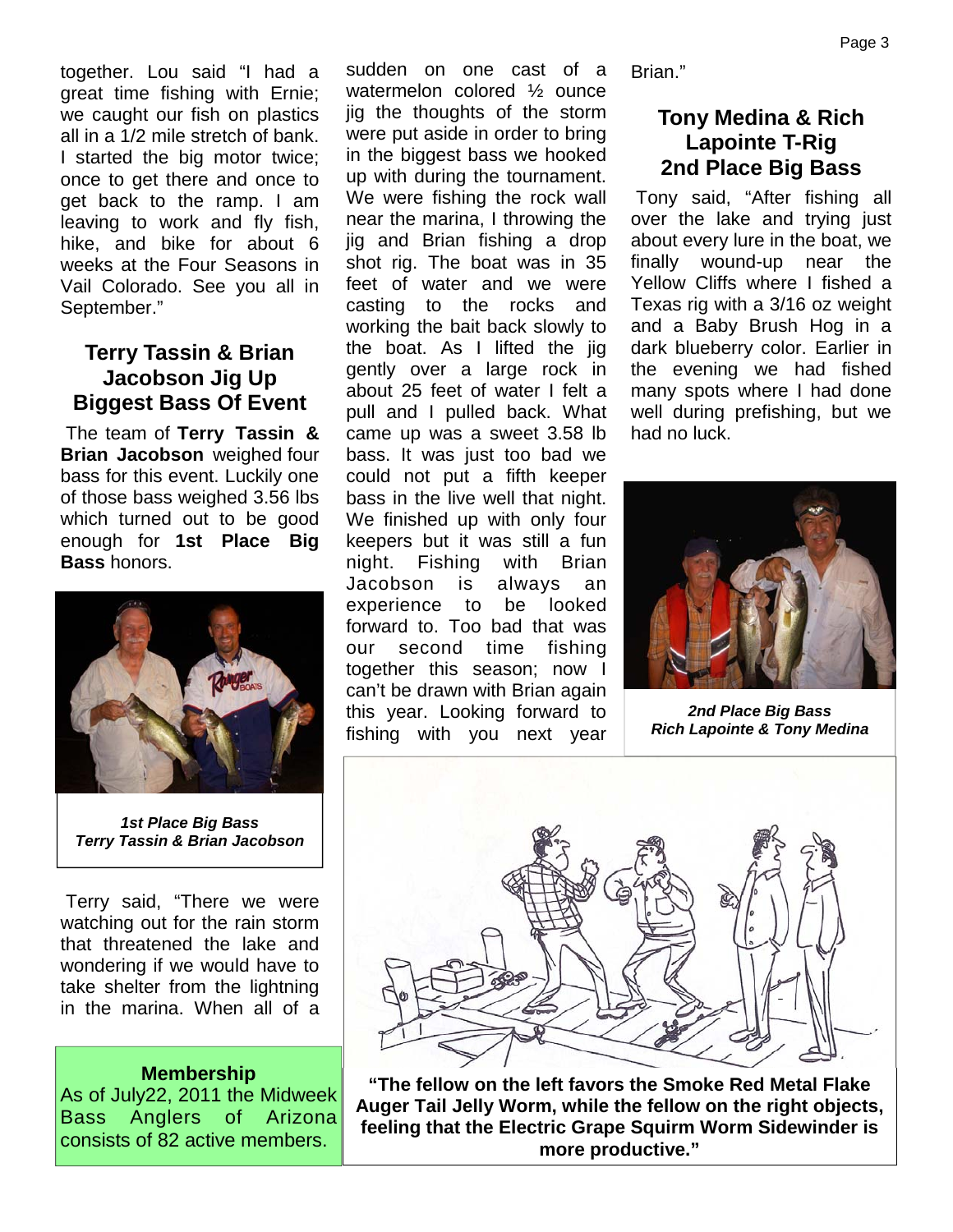together. Lou said "I had a great time fishing with Ernie; we caught our fish on plastics all in a 1/2 mile stretch of bank. I started the big motor twice; once to get there and once to get back to the ramp. I am leaving to work and fly fish, hike, and bike for about 6 weeks at the Four Seasons in Vail Colorado. See you all in September."

## Terry Tassin & Brian Jacobson Jig Up Biggest Bass Of Event

The team of **Terry Tassin & Brian Jacobson** weighed four bass for this event. Luckily one of those bass weighed 3.56 lbs which turned out to be good enough for **1st Place Big Bass** honors.

***1st Place Big Bass Terry Tassin & Brian Jacobson***

Terry said, "There we were watching out for the rain storm that threatened the lake and wondering if we would have to take shelter from the lightning in the marina. When all of a sudden on one cast of a watermelon colored ½ ounce jig the thoughts of the storm were put aside in order to bring in the biggest bass we hooked up with during the tournament. We were fishing the rock wall near the marina, I throwing the jig and Brian fishing a drop shot rig. The boat was in 35 feet of water and we were casting to the rocks and working the bait back slowly to the boat. As I lifted the jig gently over a large rock in about 25 feet of water I felt a pull and I pulled back. What came up was a sweet 3.58 lb bass. It was just too bad we could not put a fifth keeper bass in the live well that night. We finished up with only four keepers but it was still a fun night. Fishing with Brian Jacobson is always an experience to be looked forward to. Too bad that was our second time fishing together this season; now I can't be drawn with Brian again this year. Looking forward to fishing with you next year Brian."

## Tony Medina & Rich Lapointe T-Rig 2nd Place Big Bass

Tony said, "After fishing all over the lake and trying just about every lure in the boat, we finally wound-up near the Yellow Cliffs where I fished a Texas rig with a 3/16 oz weight and a Baby Brush Hog in a dark blueberry color. Earlier in the evening we had fished many spots where I had done well during prefishing, but we had no luck.

***2nd Place Big Bass Rich Lapointe & Tony Medina***

**Membership**

As of July22, 2011 the Midweek Bass Anglers of Arizona consists of 82 active members.

**"The fellow on the left favors the Smoke Red Metal Flake Auger Tail Jelly Worm, while the fellow on the right objects, feeling that the Electric Grape Squirm Worm Sidewinder is more productive."**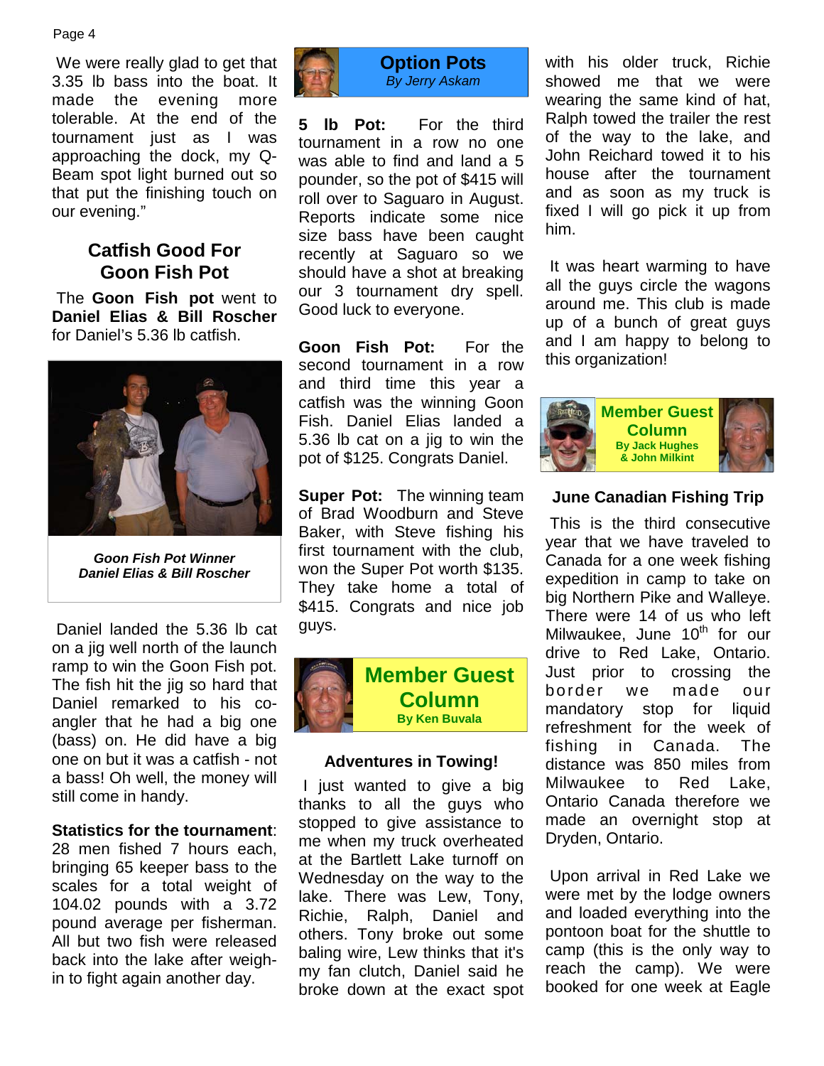We were really glad to get that 3.35 lb bass into the boat. It made the evening more tolerable. At the end of the tournament just as I was approaching the dock, my Q-Beam spot light burned out so that put the finishing touch on our evening."

## Catfish Good For Goon Fish Pot

The **Goon Fish pot** went to **Daniel Elias & Bill Roscher** for Daniel's 5.36 lb catfish.

***Goon Fish Pot Winner***
***Daniel Elias & Bill Roscher***

Daniel landed the 5.36 lb cat on a jig well north of the launch ramp to win the Goon Fish pot. The fish hit the jig so hard that Daniel remarked to his co-angler that he had a big one (bass) on. He did have a big one on but it was a catfish - not a bass! Oh well, the money will still come in handy.

**Statistics for the tournament**: 28 men fished 7 hours each, bringing 65 keeper bass to the scales for a total weight of 104.02 pounds with a 3.72 pound average per fisherman. All but two fish were released back into the lake after weigh-in to fight again another day.

## Option Pots
*By Jerry Askam*

**5 lb Pot:** For the third tournament in a row no one was able to find and land a 5 pounder, so the pot of $415 will roll over to Saguaro in August. Reports indicate some nice size bass have been caught recently at Saguaro so we should have a shot at breaking our 3 tournament dry spell. Good luck to everyone.

**Goon Fish Pot:** For the second tournament in a row and third time this year a catfish was the winning Goon Fish. Daniel Elias landed a 5.36 lb cat on a jig to win the pot of $125. Congrats Daniel.

**Super Pot:** The winning team of Brad Woodburn and Steve Baker, with Steve fishing his first tournament with the club, won the Super Pot worth $135. They take home a total of $415. Congrats and nice job guys.

## Member Guest Column
**By Ken Buvala**

### Adventures in Towing!

I just wanted to give a big thanks to all the guys who stopped to give assistance to me when my truck overheated at the Bartlett Lake turnoff on Wednesday on the way to the lake. There was Lew, Tony, Richie, Ralph, Daniel and others. Tony broke out some baling wire, Lew thinks that it's my fan clutch, Daniel said he broke down at the exact spot with his older truck, Richie showed me that we were wearing the same kind of hat, Ralph towed the trailer the rest of the way to the lake, and John Reichard towed it to his house after the tournament and as soon as my truck is fixed I will go pick it up from him.

It was heart warming to have all the guys circle the wagons around me. This club is made up of a bunch of great guys and I am happy to belong to this organization!

## Member Guest Column
**By Jack Hughes & John Milkint**

### June Canadian Fishing Trip

This is the third consecutive year that we have traveled to Canada for a week fishing expedition in camp to take on big Northern Pike and Walleye. There were 14 of us who left Milwaukee, June 10th for our drive to Red Lake, Ontario. Just prior to crossing the border we made our mandatory stop for liquid refreshment for the week of fishing in Canada. The distance was 850 miles from Milwaukee to Red Lake, Ontario Canada therefore we made an overnight stop at Dryden, Ontario.

Upon arrival in Red Lake we were met by the lodge owners and loaded everything into the pontoon boat for the shuttle to camp (this is the only way to reach the camp). We were booked for one week at Eagle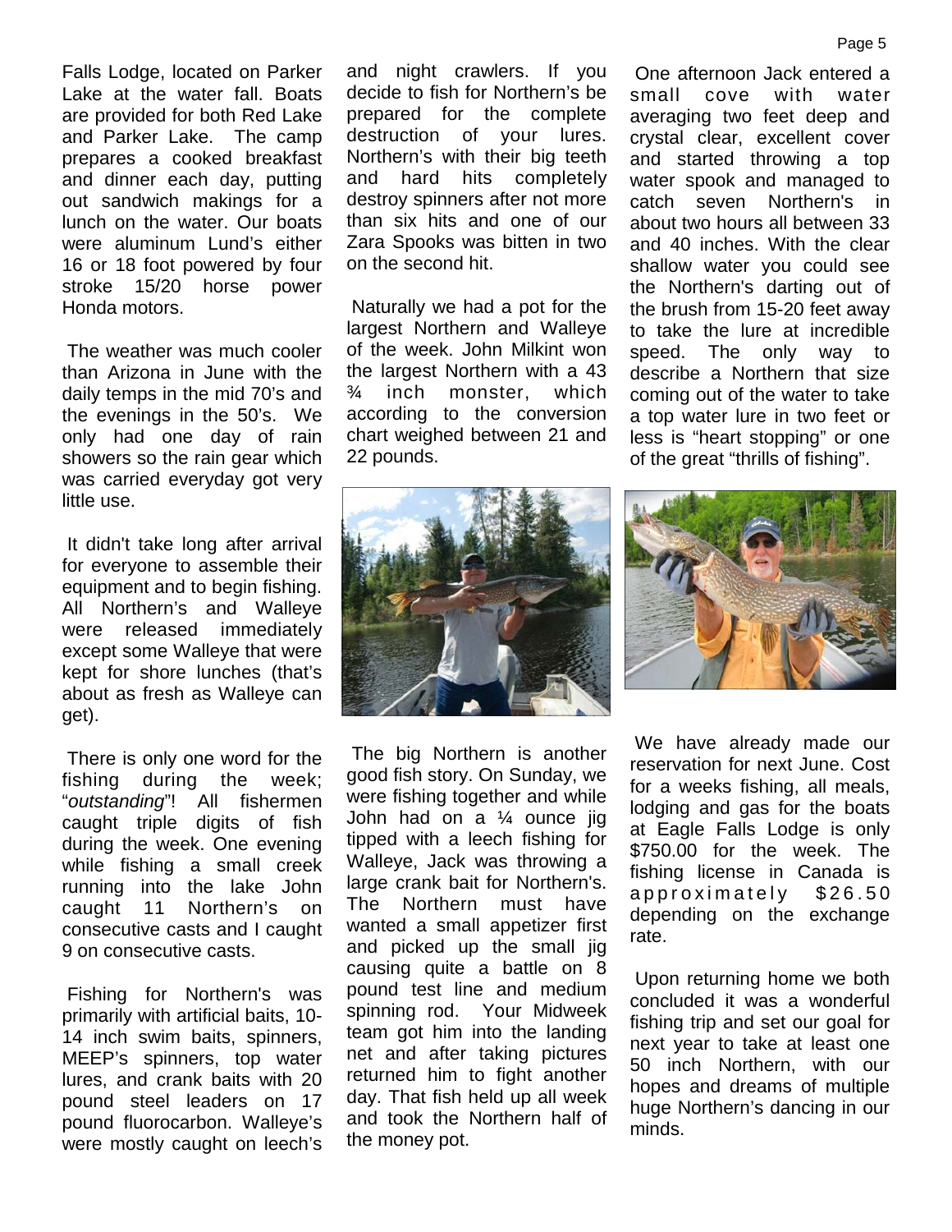Falls Lodge, located on Parker Lake at the water fall. Boats are provided for both Red Lake and Parker Lake. The camp prepares a cooked breakfast and dinner each day, putting out sandwich makings for a lunch on the water. Our boats were aluminum Lund's either 16 or 18 foot powered by four stroke 15/20 horse power Honda motors.

The weather was much cooler than Arizona in June with the daily temps in the mid 70's and the evenings in the 50's. We only had one day of rain showers so the rain gear which was carried everyday got very little use.

It didn't take long after arrival for everyone to assemble their equipment and to begin fishing. All Northern's and Walleye were released immediately except some Walleye that were kept for shore lunches (that's about as fresh as Walleye can get).

There is only one word for the fishing during the week; "*outstanding*"! All fishermen caught triple digits of fish during the week. One evening while fishing a small creek running into the lake John caught 11 Northern's on consecutive casts and I caught 9 on consecutive casts.

Fishing for Northern's was primarily with artificial baits, 10-14 inch swim baits, spinners, MEEP's spinners, top water lures, and crank baits with 20 pound steel leaders on 17 pound fluorocarbon. Walleye's were mostly caught on leech's and night crawlers. If you decide to fish for Northern's be prepared for the complete destruction of your lures. Northern's with their big teeth and hard hits completely destroy spinners after not more than six hits and one of our Zara Spooks was bitten in two on the second hit.

Naturally we had a pot for the largest Northern and Walleye of the week. John Milkint won the largest Northern with a 43 ¾ inch monster, which according to the conversion chart weighed between 21 and 22 pounds.

The big Northern is another good fish story. On Sunday, we were fishing together and while John had on a ¼ ounce jig tipped with a leech fishing for Walleye, Jack was throwing a large crank bait for Northern's. The Northern must have wanted a small appetizer first and picked up the small jig causing quite a battle on 8 pound test line and medium spinning rod. Your Midweek team got him into the landing net and after taking pictures returned him to fight another day. That fish held up all week and took the Northern half of the money pot.

One afternoon Jack entered a small cove with water averaging two feet deep and crystal clear, excellent cover and started throwing a top water spook and managed to catch seven Northern's in about two hours all between 33 and 40 inches. With the clear shallow water you could see the Northern's darting out of the brush from 15-20 feet away to take the lure at incredible speed. The only way to describe a Northern that size coming out of the water to take a top water lure in two feet or less is "heart stopping" or one of the great "thrills of fishing".

We have already made our reservation for next June. Cost for a weeks fishing, all meals, lodging and gas for the boats at Eagle Falls Lodge is only $750.00 for the week. The fishing license in Canada is approximately $26.50 depending on the exchange rate.

Upon returning home we both concluded it was a wonderful fishing trip and set our goal for next year to take at least one 50 inch Northern, with our hopes and dreams of multiple huge Northern's dancing in our minds.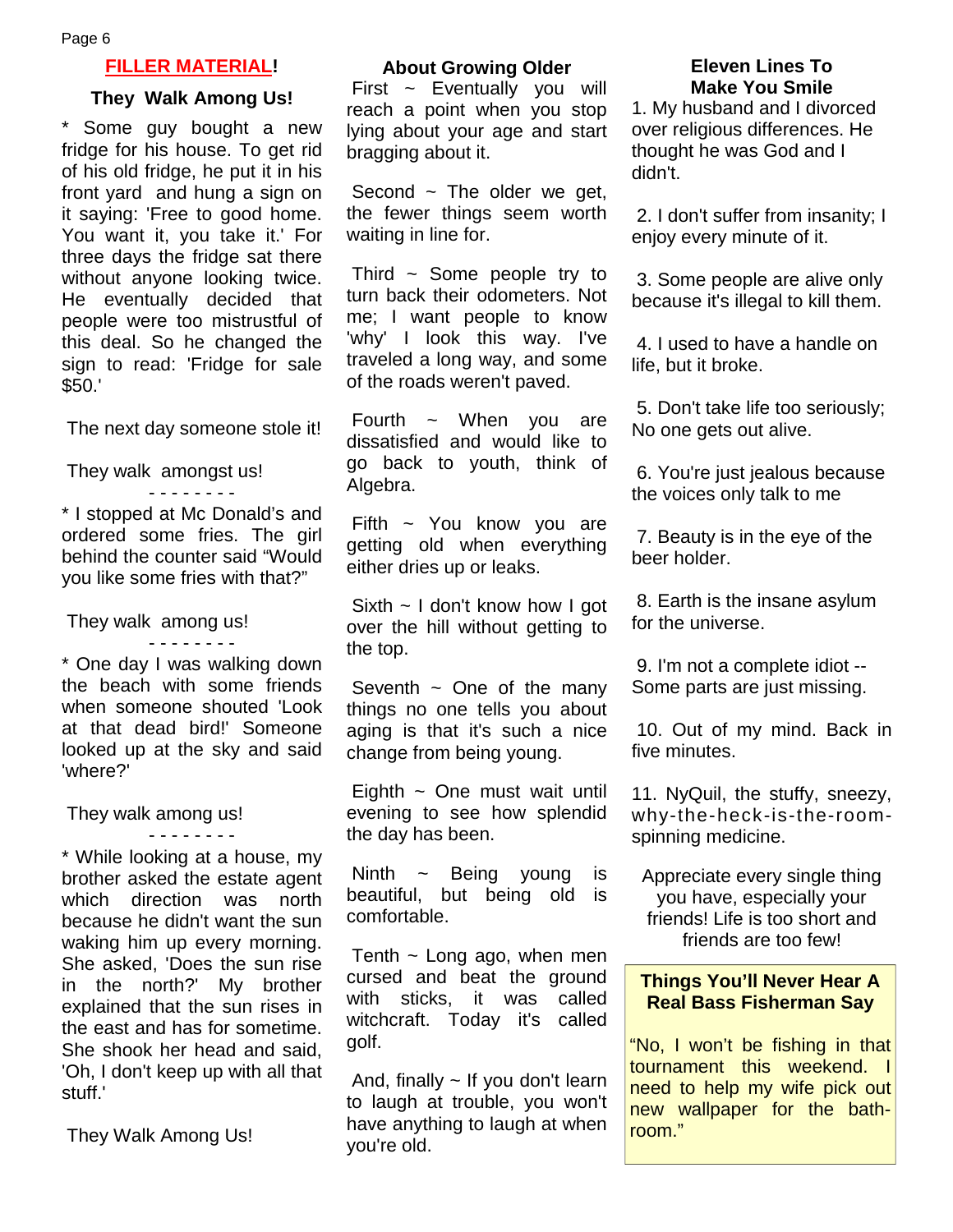## FILLER MATERIAL!

### They Walk Among Us!

* Some guy bought a new fridge for his house. To get rid of his old fridge, he put it in his front yard and hung a sign on it saying: 'Free to good home. You want it, you take it.' For three days the fridge sat there without anyone looking twice. He eventually decided that people were too mistrustful of this deal. So he changed the sign to read: 'Fridge for sale $50.'

The next day someone stole it!

They walk amongst us!

- - - - - - - -

* I stopped at Mc Donald's and ordered some fries. The girl behind the counter said "Would you like some fries with that?"

They walk among us!

- - - - - - - -

* One day I was walking down the beach with some friends when someone shouted 'Look at that dead bird!' Someone looked up at the sky and said 'where?'

They walk among us!

- - - - - - - -

* While looking at a house, my brother asked the estate agent which direction was north because he didn't want the sun waking him up every morning. She asked, 'Does the sun rise in the north?' My brother explained that the sun rises in the east and has for sometime. She shook her head and said, 'Oh, I don't keep up with all that stuff.'

They Walk Among Us!

### About Growing Older

First ~ Eventually you will reach a point when you stop lying about your age and start bragging about it.

Second ~ The older we get, the fewer things seem worth waiting in line for.

Third ~ Some people try to turn back their odometers. Not me; I want people to know 'why' I look this way. I've traveled a long way, and some of the roads weren't paved.

Fourth ~ When you are dissatisfied and would like to go back to youth, think of Algebra.

Fifth ~ You know you are getting old when everything either dries up or leaks.

Sixth ~ I don't know how I got over the hill without getting to the top.

Seventh ~ One of the many things no one tells you about aging is that it's such a nice change from being young.

Eighth ~ One must wait until evening to see how splendid the day has been.

Ninth ~ Being young is beautiful, but being old is comfortable.

Tenth ~ Long ago, when men cursed and beat the ground with sticks, it was called witchcraft. Today it's called golf.

And, finally ~ If you don't learn to laugh at trouble, you won't have anything to laugh at when you're old.

### Eleven Lines To Make You Smile

1. My husband and I divorced over religious differences. He thought he was God and I didn't.

2. I don't suffer from insanity; I enjoy every minute of it.

3. Some people are alive only because it's illegal to kill them.

4. I used to have a handle on life, but it broke.

5. Don't take life too seriously; No one gets out alive.

6. You're just jealous because the voices only talk to me

7. Beauty is in the eye of the beer holder.

8. Earth is the insane asylum for the universe.

9. I'm not a complete idiot -- Some parts are just missing.

10. Out of my mind. Back in five minutes.

11. NyQuil, the stuffy, sneezy, why-the-heck-is-the-room-spinning medicine.

Appreciate every single thing you have, especially your friends! Life is too short and friends are too few!

### Things You'll Never Hear A Real Bass Fisherman Say

"No, I won't be fishing in that tournament this weekend. I need to help my wife pick out new wallpaper for the bath-room."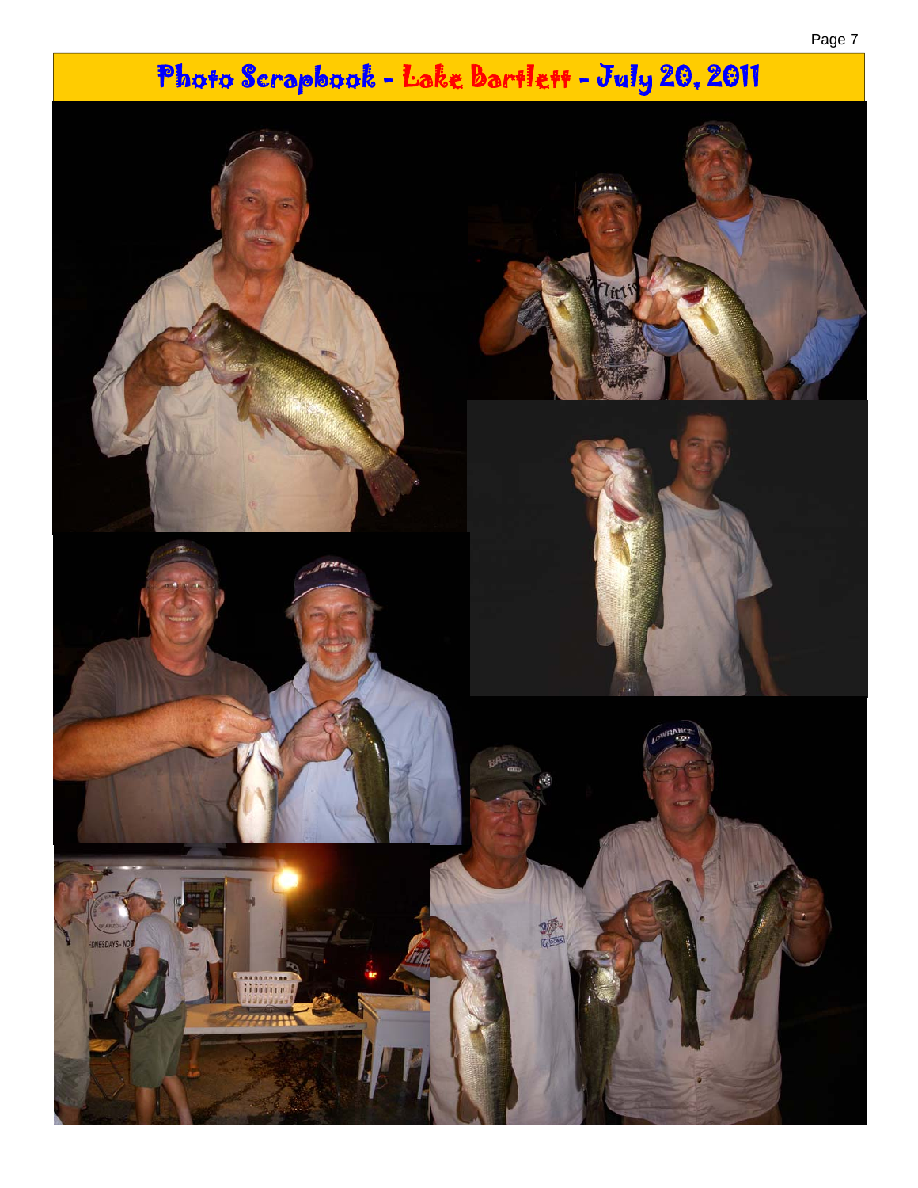# Photo Scrapbook - Lake Bartlett - July 20, 2011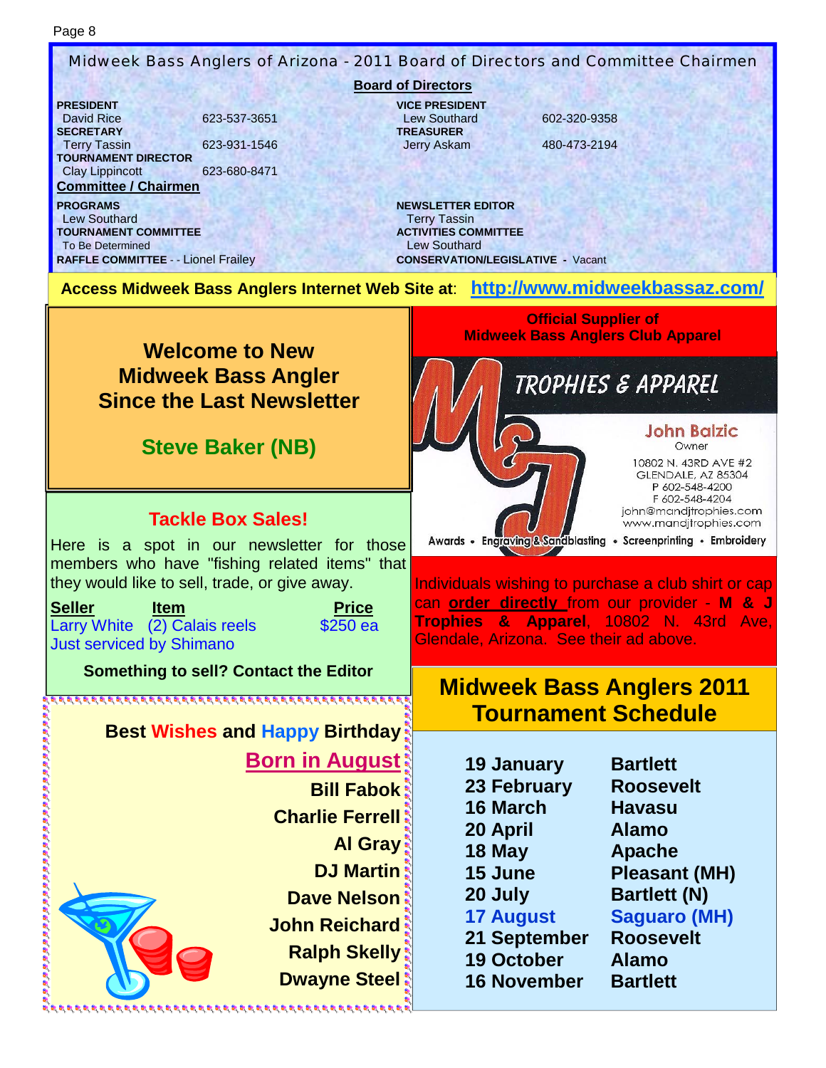## Midweek Bass Anglers of Arizona - 2011 Board of Directors and Committee Chairmen

### Board of Directors

**PRESIDENT**
David Rice 623-537-3651

**SECRETARY**
Terry Tassin 623-931-1546

**TOURNAMENT DIRECTOR**
Clay Lippincott 623-680-8471

**VICE PRESIDENT**
Lew Southard 602-320-9358

**TREASURER**
Jerry Askam 480-473-2194

### Committee / Chairmen

**PROGRAMS**
Lew Southard

**TOURNAMENT COMMITTEE**
To Be Determined

**RAFFLE COMMITTEE** - - Lionel Frailey

**NEWSLETTER EDITOR**
Terry Tassin

**ACTIVITIES COMMITTEE**
Lew Southard

**CONSERVATION/LEGISLATIVE** - Vacant

**Access Midweek Bass Anglers Internet Web Site at**: http://www.midweekbassaz.com/

## Welcome to New Midweek Bass Angler Since the Last Newsletter

**Steve Baker (NB)**

## Tackle Box Sales!

Here is a spot in our newsletter for those members who have "fishing related items" that they would like to sell, trade, or give away.

| Seller | Item | Price |
| --- | --- | --- |
| Larry White | (2) Calais reels Just serviced by Shimano | $250 ea |

**Something to sell? Contact the Editor**

**Best Wishes and Happy Birthday**

**Born in August**

**Bill Fabok**
**Charlie Ferrell**
**Al Gray**
**DJ Martin**
**Dave Nelson**
**John Reichard**
**Ralph Skelly**
**Dwayne Steel**

**Official Supplier of Midweek Bass Anglers Club Apparel**

M&J TROPHIES & APPAREL

John Balzic
Owner
10802 N. 43RD AVE #2
GLENDALE, AZ 85304
P 602-548-4200
F 602-548-4204
john@mandjtrophies.com
www.mandjtrophies.com

Awards • Engraving & Sandblasting • Screenprinting • Embroidery

Individuals wishing to purchase a club shirt or cap can **order directly** from our provider - **M & J Trophies & Apparel**, 10802 N. 43rd Ave, Glendale, Arizona. See their ad above.

## Midweek Bass Anglers 2011 Tournament Schedule

| | |
| --- | --- |
| 19 January | Bartlett |
| 23 February | Roosevelt |
| 16 March | Havasu |
| 20 April | Alamo |
| 18 May | Apache |
| 15 June | Pleasant (MH) |
| 20 July | Bartlett (N) |
| 17 August | Saguaro (MH) |
| 21 September | Roosevelt |
| 19 October | Alamo |
| 16 November | Bartlett |